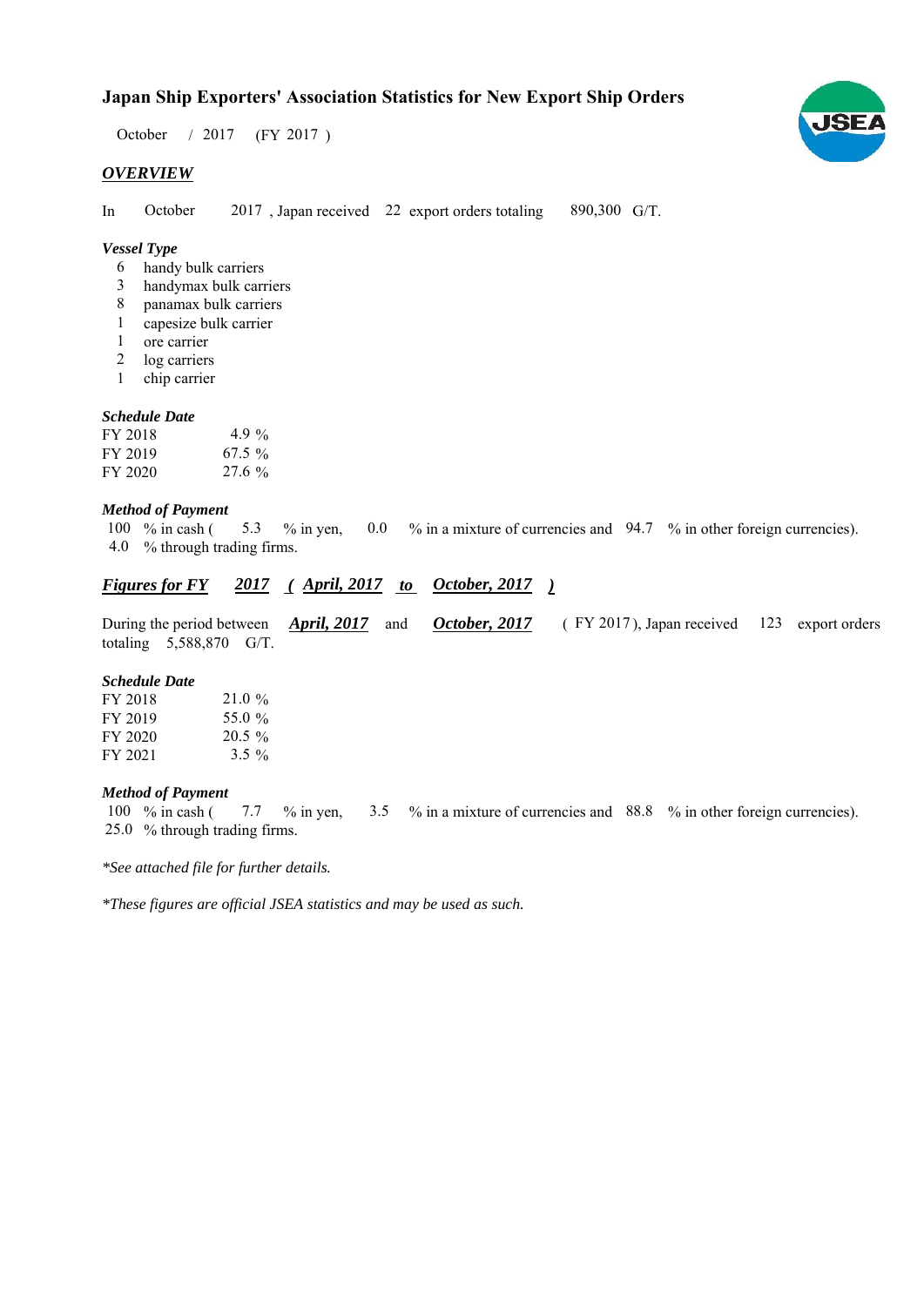# Japan Ship Exporters' Association Statistics for New Export Ship Orders

October / 2017 (FY 2017 )

## *OVERVIEW*

In October 2017 , Japan received 22 export orders totaling 890,300 G/T.

### *Vessel Type*

- 6 handy bulk carriers
- 3 handymax bulk carriers
- 8 panamax bulk carriers
- 1 capesize bulk carrier
- 1 ore carrier
- 2 log carriers
- 1 chip carrier

### *Schedule Date*

| | |
|---|---|
| FY 2018 | 4.9 % |
| FY 2019 | 67.5 % |
| FY 2020 | 27.6 % |

### *Method of Payment*

100 % in cash ( 5.3 % in yen, 0.0 % in a mixture of currencies and 94.7 % in other foreign currencies).
4.0 % through trading firms.

## *Figures for FY 2017 ( April, 2017 to October, 2017 )*

During the period between *April, 2017* and *October, 2017* ( FY 2017 ), Japan received 123 export orders totaling 5,588,870 G/T.

### *Schedule Date*

| | |
|---|---|
| FY 2018 | 21.0 % |
| FY 2019 | 55.0 % |
| FY 2020 | 20.5 % |
| FY 2021 | 3.5 % |

### *Method of Payment*

100 % in cash ( 7.7 % in yen, 3.5 % in a mixture of currencies and 88.8 % in other foreign currencies).
25.0 % through trading firms.

*\*See attached file for further details.*

*\*These figures are official JSEA statistics and may be used as such.*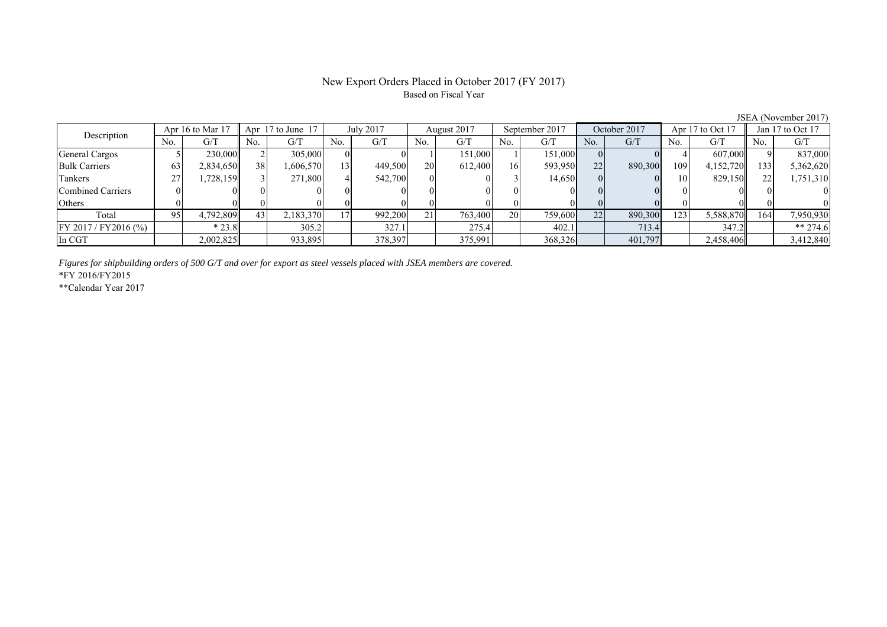# New Export Orders Placed in October 2017 (FY 2017)

Based on Fiscal Year

JSEA (November 2017)

| Description | Apr 16 to Mar 17 | | Apr 17 to June 17 | | July 2017 | | August 2017 | | September 2017 | | October 2017 | | Apr 17 to Oct 17 | | Jan 17 to Oct 17 | |
|---|---|---|---|---|---|---|---|---|---|---|---|---|---|---|---|---|
| | No. | G/T | No. | G/T | No. | G/T | No. | G/T | No. | G/T | No. | G/T | No. | G/T | No. | G/T |
| General Cargos | 5 | 230,000 | 2 | 305,000 | 0 | 0 | 1 | 151,000 | 1 | 151,000 | 0 | 0 | 4 | 607,000 | 9 | 837,000 |
| Bulk Carriers | 63 | 2,834,650 | 38 | 1,606,570 | 13 | 449,500 | 20 | 612,400 | 16 | 593,950 | 22 | 890,300 | 109 | 4,152,720 | 133 | 5,362,620 |
| Tankers | 27 | 1,728,159 | 3 | 271,800 | 4 | 542,700 | 0 | 0 | 3 | 14,650 | 0 | 0 | 10 | 829,150 | 22 | 1,751,310 |
| Combined Carriers | 0 | 0 | 0 | 0 | 0 | 0 | 0 | 0 | 0 | 0 | 0 | 0 | 0 | 0 | 0 | 0 |
| Others | 0 | 0 | 0 | 0 | 0 | 0 | 0 | 0 | 0 | 0 | 0 | 0 | 0 | 0 | 0 | 0 |
| Total | 95 | 4,792,809 | 43 | 2,183,370 | 17 | 992,200 | 21 | 763,400 | 20 | 759,600 | 22 | 890,300 | 123 | 5,588,870 | 164 | 7,950,930 |
| FY 2017 / FY2016 (%) | | * 23.8 | | 305.2 | | 327.1 | | 275.4 | | 402.1 | | 713.4 | | 347.2 | | ** 274.6 |
| In CGT | | 2,002,825 | | 933,895 | | 378,397 | | 375,991 | | 368,326 | | 401,797 | | 2,458,406 | | 3,412,840 |

*Figures for shipbuilding orders of 500 G/T and over for export as steel vessels placed with JSEA members are covered.*

*FY 2016/FY2015

**Calendar Year 2017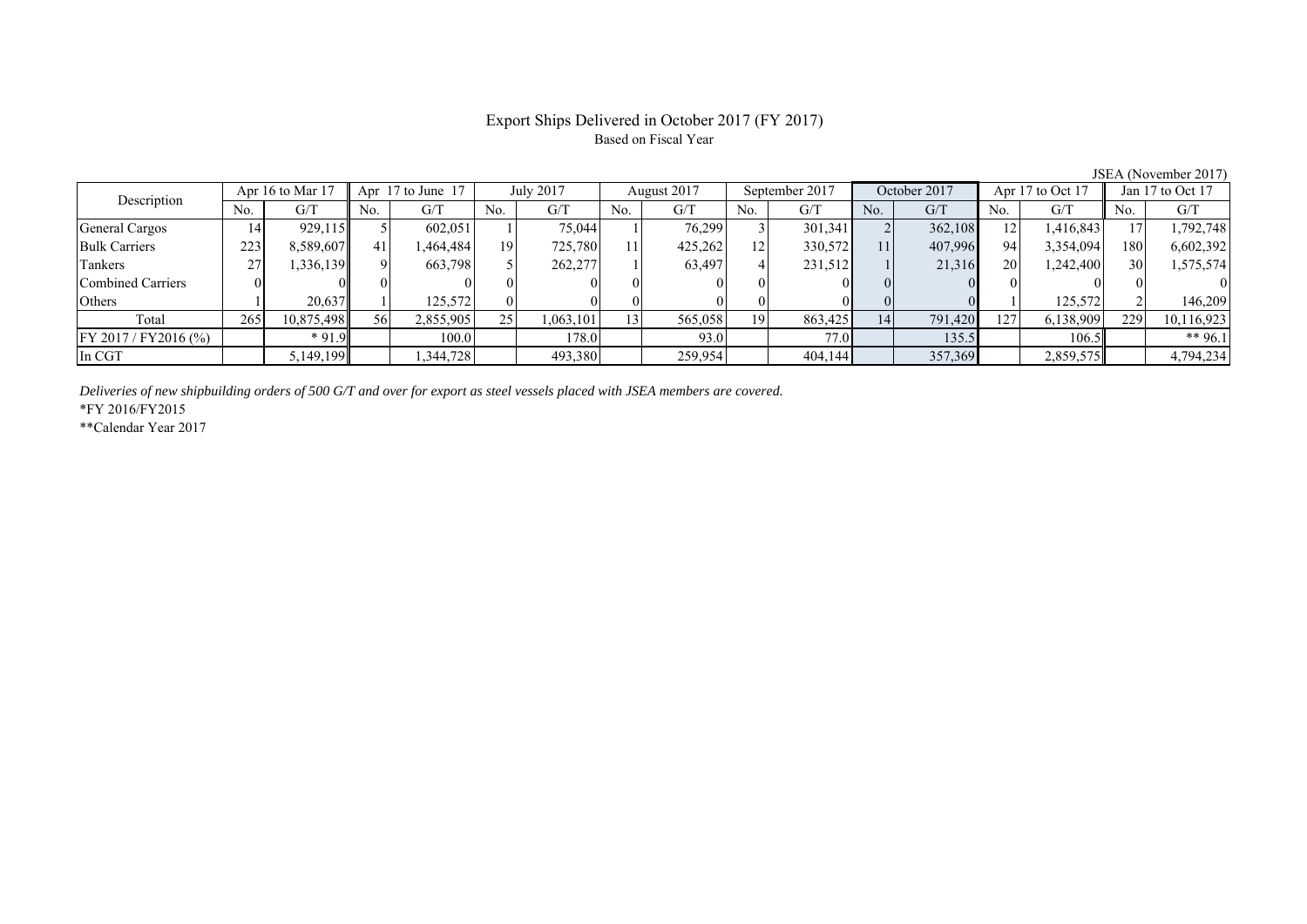# Export Ships Delivered in October 2017 (FY 2017)

Based on Fiscal Year

JSEA (November 2017)

| Description | Apr 16 to Mar 17 | | Apr 17 to June 17 | | July 2017 | | August 2017 | | September 2017 | | October 2017 | | Apr 17 to Oct 17 | | Jan 17 to Oct 17 | |
|---|---|---|---|---|---|---|---|---|---|---|---|---|---|---|---|---|
| | No. | G/T | No. | G/T | No. | G/T | No. | G/T | No. | G/T | No. | G/T | No. | G/T | No. | G/T |
| General Cargos | 14 | 929,115 | 5 | 602,051 | 1 | 75,044 | 1 | 76,299 | 3 | 301,341 | 2 | 362,108 | 12 | 1,416,843 | 17 | 1,792,748 |
| Bulk Carriers | 223 | 8,589,607 | 41 | 1,464,484 | 19 | 725,780 | 11 | 425,262 | 12 | 330,572 | 11 | 407,996 | 94 | 3,354,094 | 180 | 6,602,392 |
| Tankers | 27 | 1,336,139 | 9 | 663,798 | 5 | 262,277 | 1 | 63,497 | 4 | 231,512 | 1 | 21,316 | 20 | 1,242,400 | 30 | 1,575,574 |
| Combined Carriers | 0 | 0 | 0 | 0 | 0 | 0 | 0 | 0 | 0 | 0 | 0 | 0 | 0 | 0 | 0 | 0 |
| Others | 1 | 20,637 | 1 | 125,572 | 0 | 0 | 0 | 0 | 0 | 0 | 0 | 0 | 1 | 125,572 | 2 | 146,209 |
| Total | 265 | 10,875,498 | 56 | 2,855,905 | 25 | 1,063,101 | 13 | 565,058 | 19 | 863,425 | 14 | 791,420 | 127 | 6,138,909 | 229 | 10,116,923 |
| FY 2017 / FY2016 (%) | | * 91.9 | | 100.0 | | 178.0 | | 93.0 | | 77.0 | | 135.5 | | 106.5 | | ** 96.1 |
| In CGT | | 5,149,199 | | 1,344,728 | | 493,380 | | 259,954 | | 404,144 | | 357,369 | | 2,859,575 | | 4,794,234 |

*Deliveries of new shipbuilding orders of 500 G/T and over for export as steel vessels placed with JSEA members are covered.*

*FY 2016/FY2015

**Calendar Year 2017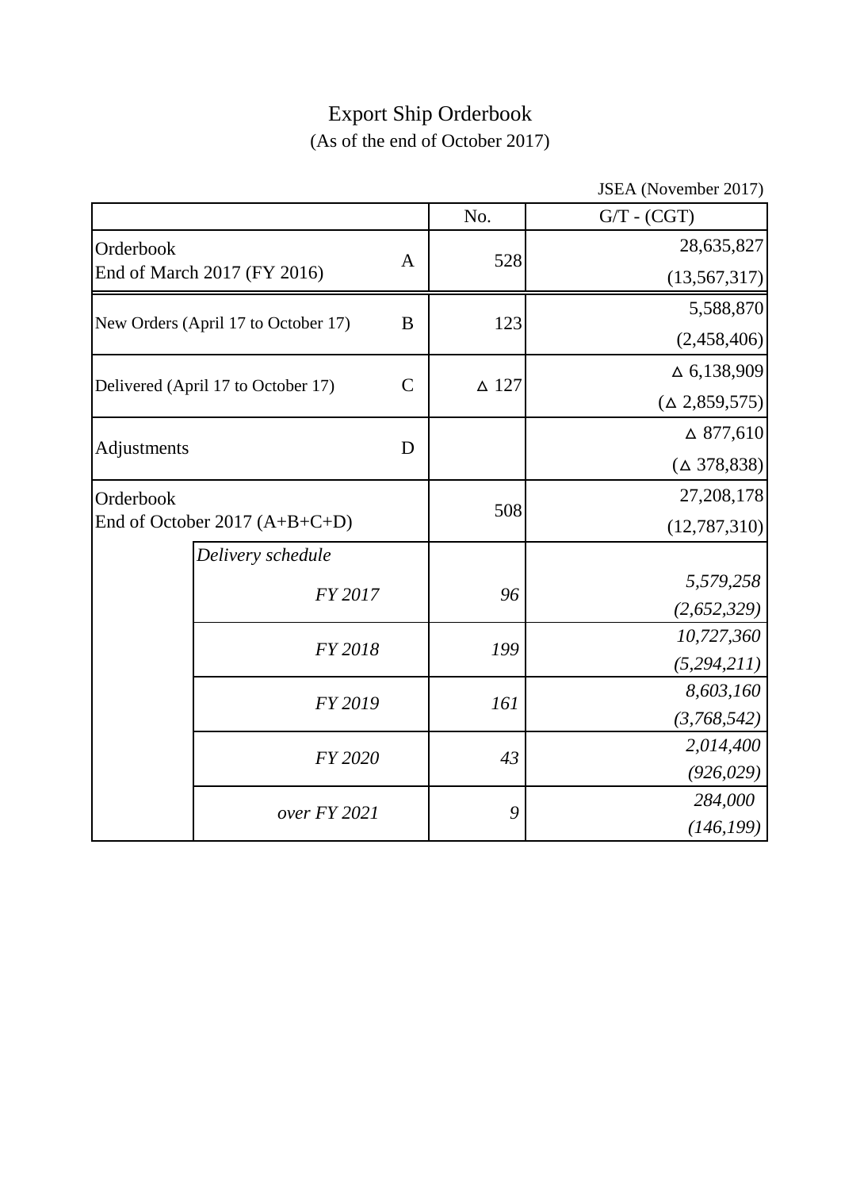# Export Ship Orderbook

(As of the end of October 2017)

JSEA (November 2017)

| | | | No. | G/T - (CGT) |
|---|---|---|---|---|
| Orderbook<br>End of March 2017 (FY 2016) | | A | 528 | 28,635,827<br>(13,567,317) |
| New Orders (April 17 to October 17) | | B | 123 | 5,588,870<br>(2,458,406) |
| Delivered (April 17 to October 17) | | C | ∆ 127 | ∆ 6,138,909<br>(∆ 2,859,575) |
| Adjustments | | D | | ∆ 877,610<br>(∆ 378,838) |
| Orderbook<br>End of October 2017 (A+B+C+D) | | | 508 | 27,208,178<br>(12,787,310) |
| | *Delivery schedule*<br>*FY 2017* | | *96* | *5,579,258*<br>*(2,652,329)* |
| | *FY 2018* | | *199* | *10,727,360*<br>*(5,294,211)* |
| | *FY 2019* | | *161* | *8,603,160*<br>*(3,768,542)* |
| | *FY 2020* | | *43* | *2,014,400*<br>*(926,029)* |
| | *over FY 2021* | | *9* | *284,000*<br>*(146,199)* |